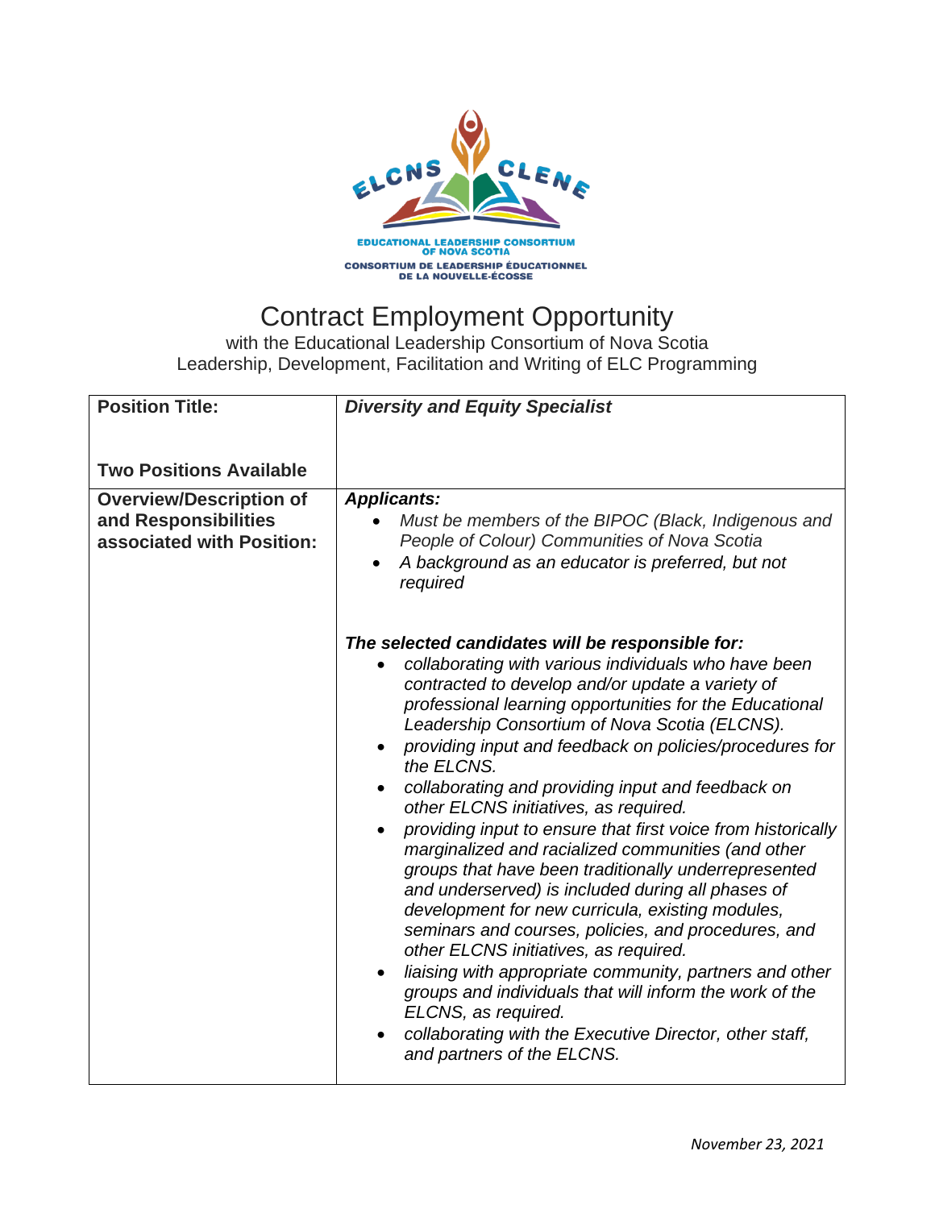EDUCATIONAL LEADERSHIP CONSORTIUM OF NOVA SCOTIA

CONSORTIUM DE LEADERSHIP ÉDUCATIONNEL DE LA NOUVELLE-ÉCOSSE

# Contract Employment Opportunity

with the Educational Leadership Consortium of Nova Scotia
Leadership, Development, Facilitation and Writing of ELC Programming

| **Position Title:**<br><br>**Two Positions Available** | ***Diversity and Equity Specialist*** |
|---|---|
| **Overview/Description of and Responsibilities associated with Position:** | ***Applicants:***<br>• *Must be members of the BIPOC (Black, Indigenous and People of Colour) Communities of Nova Scotia*<br>• *A background as an educator is preferred, but not required*<br><br>***The selected candidates will be responsible for:***<br>• *collaborating with various individuals who have been contracted to develop and/or update a variety of professional learning opportunities for the Educational Leadership Consortium of Nova Scotia (ELCNS).*<br>• *providing input and feedback on policies/procedures for the ELCNS.*<br>• *collaborating and providing input and feedback on other ELCNS initiatives, as required.*<br>• *providing input to ensure that first voice from historically marginalized and racialized communities (and other groups that have been traditionally underrepresented and underserved) is included during all phases of development for new curricula, existing modules, seminars and courses, policies, and procedures, and other ELCNS initiatives, as required.*<br>• *liaising with appropriate community, partners and other groups and individuals that will inform the work of the ELCNS, as required.*<br>• *collaborating with the Executive Director, other staff, and partners of the ELCNS.* |

*November 23, 2021*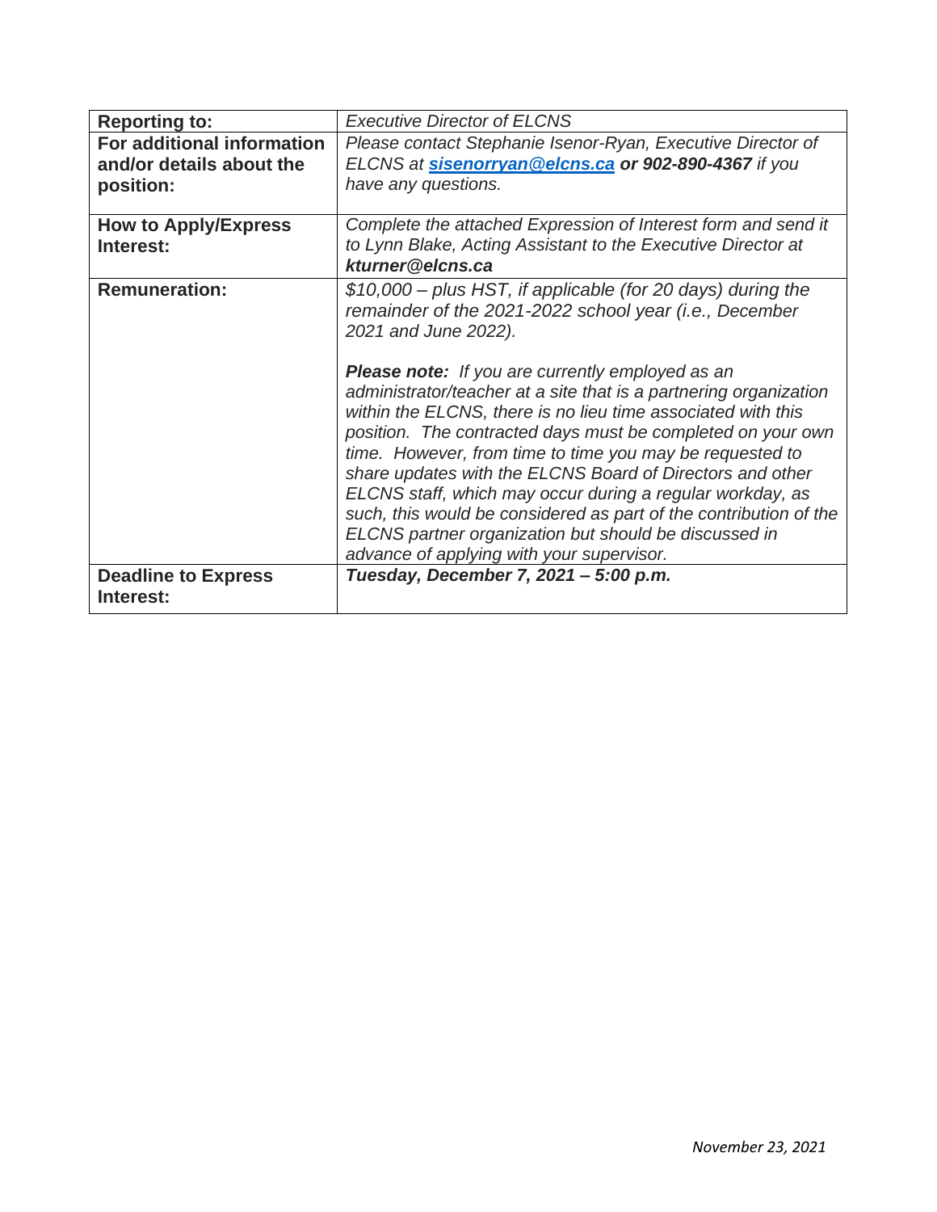| | |
|---|---|
| **Reporting to:** | *Executive Director of ELCNS* |
| **For additional information and/or details about the position:** | *Please contact Stephanie Isenor-Ryan, Executive Director of ELCNS at* ***sisenorryan@elcns.ca*** ***or 902-890-4367*** *if you have any questions.* |
| **How to Apply/Express Interest:** | *Complete the attached Expression of Interest form and send it to Lynn Blake, Acting Assistant to the Executive Director at* ***kturner@elcns.ca*** |
| **Remuneration:** | *$10,000 – plus HST, if applicable (for 20 days) during the remainder of the 2021-2022 school year (i.e., December 2021 and June 2022).*<br><br>***Please note:*** *If you are currently employed as an administrator/teacher at a site that is a partnering organization within the ELCNS, there is no lieu time associated with this position. The contracted days must be completed on your own time. However, from time to time you may be requested to share updates with the ELCNS Board of Directors and other ELCNS staff, which may occur during a regular workday, as such, this would be considered as part of the contribution of the ELCNS partner organization but should be discussed in advance of applying with your supervisor.* |
| **Deadline to Express Interest:** | ***Tuesday, December 7, 2021 – 5:00 p.m.*** |

*November 23, 2021*